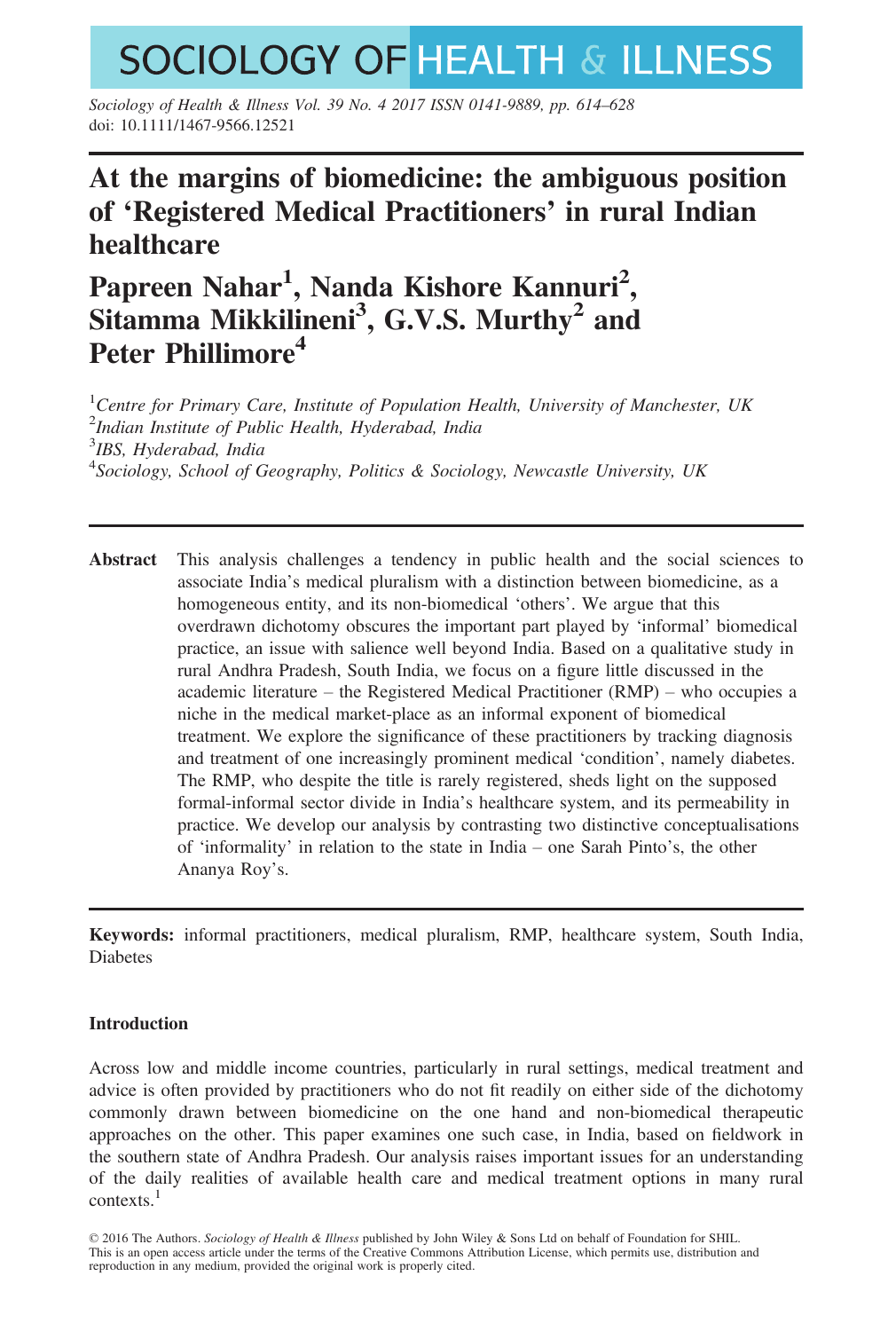# At the margins of biomedicine: the ambiguous position of 'Registered Medical Practitioners' in rural Indian healthcare

## Papreen Nahar[1], Nanda Kishore Kannuri[2], Sitamma Mikkilineni[3], G.V.S. Murthy[2] and Peter Phillimore[4]

[1]*Centre for Primary Care, Institute of Population Health, University of Manchester, UK*
[2]*Indian Institute of Public Health, Hyderabad, India*
[3]*IBS, Hyderabad, India*
[4]*Sociology, School of Geography, Politics & Sociology, Newcastle University, UK*

**Abstract** This analysis challenges a tendency in public health and the social sciences to associate India's medical pluralism with a distinction between biomedicine, as a homogeneous entity, and its non-biomedical 'others'. We argue that this overdrawn dichotomy obscures the important part played by 'informal' biomedical practice, an issue with salience well beyond India. Based on a qualitative study in rural Andhra Pradesh, South India, we focus on a figure little discussed in the academic literature – the Registered Medical Practitioner (RMP) – who occupies a niche in the medical market-place as an informal exponent of biomedical treatment. We explore the significance of these practitioners by tracking diagnosis and treatment of one increasingly prominent medical 'condition', namely diabetes. The RMP, who despite the title is rarely registered, sheds light on the supposed formal-informal sector divide in India's healthcare system, and its permeability in practice. We develop our analysis by contrasting two distinctive conceptualisations of 'informality' in relation to the state in India – one Sarah Pinto's, the other Ananya Roy's.

**Keywords:** informal practitioners, medical pluralism, RMP, healthcare system, South India, Diabetes

### Introduction

Across low and middle income countries, particularly in rural settings, medical treatment and advice is often provided by practitioners who do not fit readily on either side of the dichotomy commonly drawn between biomedicine on the one hand and non-biomedical therapeutic approaches on the other. This paper examines one such case, in India, based on fieldwork in the southern state of Andhra Pradesh. Our analysis raises important issues for an understanding of the daily realities of available health care and medical treatment options in many rural contexts.[1]

© 2016 The Authors. *Sociology of Health & Illness* published by John Wiley & Sons Ltd on behalf of Foundation for SHIL.
This is an open access article under the terms of the Creative Commons Attribution License, which permits use, distribution and reproduction in any medium, provided the original work is properly cited.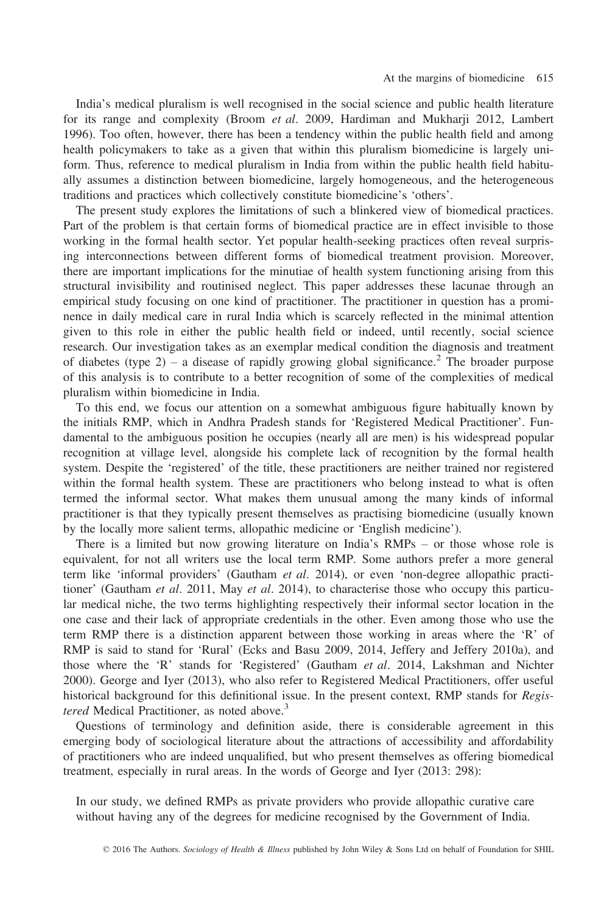India's medical pluralism is well recognised in the social science and public health literature for its range and complexity (Broom *et al*. 2009, Hardiman and Mukharji 2012, Lambert 1996). Too often, however, there has been a tendency within the public health field and among health policymakers to take as a given that within this pluralism biomedicine is largely uniform. Thus, reference to medical pluralism in India from within the public health field habitually assumes a distinction between biomedicine, largely homogeneous, and the heterogeneous traditions and practices which collectively constitute biomedicine's 'others'.

The present study explores the limitations of such a blinkered view of biomedical practices. Part of the problem is that certain forms of biomedical practice are in effect invisible to those working in the formal health sector. Yet popular health-seeking practices often reveal surprising interconnections between different forms of biomedical treatment provision. Moreover, there are important implications for the minutiae of health system functioning arising from this structural invisibility and routinised neglect. This paper addresses these lacunae through an empirical study focusing on one kind of practitioner. The practitioner in question has a prominence in daily medical care in rural India which is scarcely reflected in the minimal attention given to this role in either the public health field or indeed, until recently, social science research. Our investigation takes as an exemplar medical condition the diagnosis and treatment of diabetes (type 2) – a disease of rapidly growing global significance.[2] The broader purpose of this analysis is to contribute to a better recognition of some of the complexities of medical pluralism within biomedicine in India.

To this end, we focus our attention on a somewhat ambiguous figure habitually known by the initials RMP, which in Andhra Pradesh stands for 'Registered Medical Practitioner'. Fundamental to the ambiguous position he occupies (nearly all are men) is his widespread popular recognition at village level, alongside his complete lack of recognition by the formal health system. Despite the 'registered' of the title, these practitioners are neither trained nor registered within the formal health system. These are practitioners who belong instead to what is often termed the informal sector. What makes them unusual among the many kinds of informal practitioner is that they typically present themselves as practising biomedicine (usually known by the locally more salient terms, allopathic medicine or 'English medicine').

There is a limited but now growing literature on India's RMPs – or those whose role is equivalent, for not all writers use the local term RMP. Some authors prefer a more general term like 'informal providers' (Gautham *et al*. 2014), or even 'non-degree allopathic practitioner' (Gautham *et al*. 2011, May *et al*. 2014), to characterise those who occupy this particular medical niche, the two terms highlighting respectively their informal sector location in the one case and their lack of appropriate credentials in the other. Even among those who use the term RMP there is a distinction apparent between those working in areas where the 'R' of RMP is said to stand for 'Rural' (Ecks and Basu 2009, 2014, Jeffery and Jeffery 2010a), and those where the 'R' stands for 'Registered' (Gautham *et al*. 2014, Lakshman and Nichter 2000). George and Iyer (2013), who also refer to Registered Medical Practitioners, offer useful historical background for this definitional issue. In the present context, RMP stands for *Registered* Medical Practitioner, as noted above.[3]

Questions of terminology and definition aside, there is considerable agreement in this emerging body of sociological literature about the attractions of accessibility and affordability of practitioners who are indeed unqualified, but who present themselves as offering biomedical treatment, especially in rural areas. In the words of George and Iyer (2013: 298):

> In our study, we defined RMPs as private providers who provide allopathic curative care without having any of the degrees for medicine recognised by the Government of India.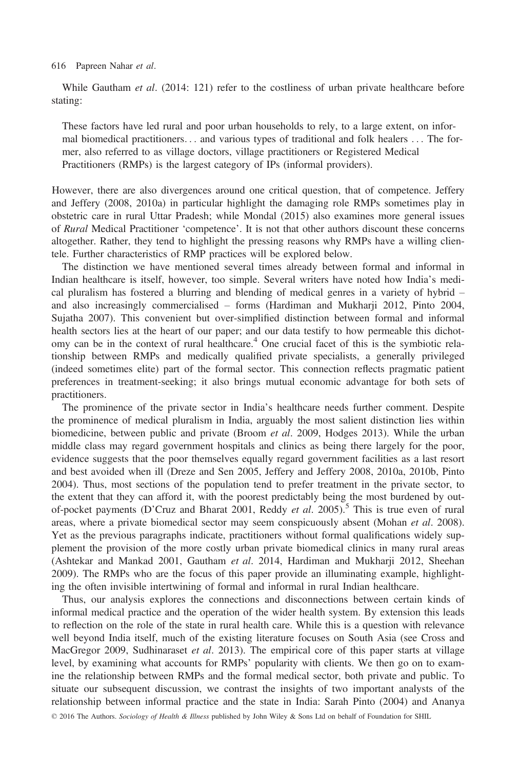While Gautham *et al*. (2014: 121) refer to the costliness of urban private healthcare before stating:

> These factors have led rural and poor urban households to rely, to a large extent, on informal biomedical practitioners… and various types of traditional and folk healers … The former, also referred to as village doctors, village practitioners or Registered Medical Practitioners (RMPs) is the largest category of IPs (informal providers).

However, there are also divergences around one critical question, that of competence. Jeffery and Jeffery (2008, 2010a) in particular highlight the damaging role RMPs sometimes play in obstetric care in rural Uttar Pradesh; while Mondal (2015) also examines more general issues of *Rural* Medical Practitioner 'competence'. It is not that other authors discount these concerns altogether. Rather, they tend to highlight the pressing reasons why RMPs have a willing clientele. Further characteristics of RMP practices will be explored below.

The distinction we have mentioned several times already between formal and informal in Indian healthcare is itself, however, too simple. Several writers have noted how India's medical pluralism has fostered a blurring and blending of medical genres in a variety of hybrid – and also increasingly commercialised – forms (Hardiman and Mukharji 2012, Pinto 2004, Sujatha 2007). This convenient but over-simplified distinction between formal and informal health sectors lies at the heart of our paper; and our data testify to how permeable this dichotomy can be in the context of rural healthcare.[4] One crucial facet of this is the symbiotic relationship between RMPs and medically qualified private specialists, a generally privileged (indeed sometimes elite) part of the formal sector. This connection reflects pragmatic patient preferences in treatment-seeking; it also brings mutual economic advantage for both sets of practitioners.

The prominence of the private sector in India's healthcare needs further comment. Despite the prominence of medical pluralism in India, arguably the most salient distinction lies within biomedicine, between public and private (Broom *et al*. 2009, Hodges 2013). While the urban middle class may regard government hospitals and clinics as being there largely for the poor, evidence suggests that the poor themselves equally regard government facilities as a last resort and best avoided when ill (Dreze and Sen 2005, Jeffery and Jeffery 2008, 2010a, 2010b, Pinto 2004). Thus, most sections of the population tend to prefer treatment in the private sector, to the extent that they can afford it, with the poorest predictably being the most burdened by out-of-pocket payments (D'Cruz and Bharat 2001, Reddy *et al*. 2005).[5] This is true even of rural areas, where a private biomedical sector may seem conspicuously absent (Mohan *et al*. 2008). Yet as the previous paragraphs indicate, practitioners without formal qualifications widely supplement the provision of the more costly urban private biomedical clinics in many rural areas (Ashtekar and Mankad 2001, Gautham *et al*. 2014, Hardiman and Mukharji 2012, Sheehan 2009). The RMPs who are the focus of this paper provide an illuminating example, highlighting the often invisible intertwining of formal and informal in rural Indian healthcare.

Thus, our analysis explores the connections and disconnections between certain kinds of informal medical practice and the operation of the wider health system. By extension this leads to reflection on the role of the state in rural health care. While this is a question with relevance well beyond India itself, much of the existing literature focuses on South Asia (see Cross and MacGregor 2009, Sudhinaraset *et al*. 2013). The empirical core of this paper starts at village level, by examining what accounts for RMPs' popularity with clients. We then go on to examine the relationship between RMPs and the formal medical sector, both private and public. To situate our subsequent discussion, we contrast the insights of two important analysts of the relationship between informal practice and the state in India: Sarah Pinto (2004) and Ananya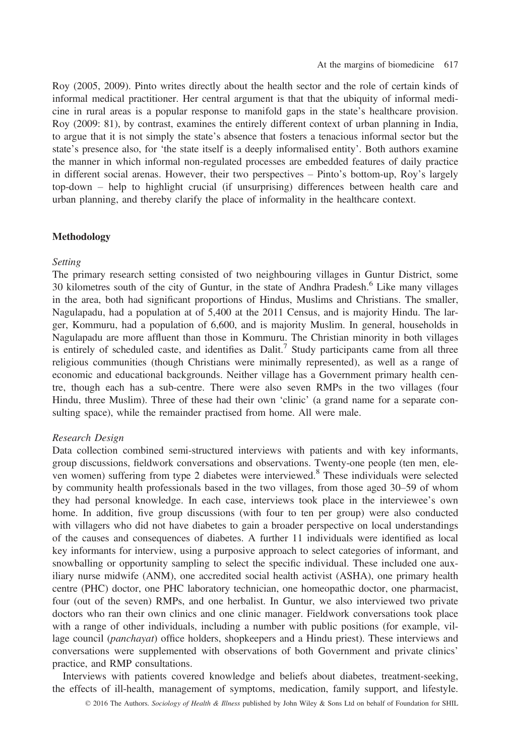Roy (2005, 2009). Pinto writes directly about the health sector and the role of certain kinds of informal medical practitioner. Her central argument is that that the ubiquity of informal medicine in rural areas is a popular response to manifold gaps in the state's healthcare provision. Roy (2009: 81), by contrast, examines the entirely different context of urban planning in India, to argue that it is not simply the state's absence that fosters a tenacious informal sector but the state's presence also, for 'the state itself is a deeply informalised entity'. Both authors examine the manner in which informal non-regulated processes are embedded features of daily practice in different social arenas. However, their two perspectives – Pinto's bottom-up, Roy's largely top-down – help to highlight crucial (if unsurprising) differences between health care and urban planning, and thereby clarify the place of informality in the healthcare context.

## Methodology

### *Setting*

The primary research setting consisted of two neighbouring villages in Guntur District, some 30 kilometres south of the city of Guntur, in the state of Andhra Pradesh.[6] Like many villages in the area, both had significant proportions of Hindus, Muslims and Christians. The smaller, Nagulapadu, had a population at of 5,400 at the 2011 Census, and is majority Hindu. The larger, Kommuru, had a population of 6,600, and is majority Muslim. In general, households in Nagulapadu are more affluent than those in Kommuru. The Christian minority in both villages is entirely of scheduled caste, and identifies as Dalit.[7] Study participants came from all three religious communities (though Christians were minimally represented), as well as a range of economic and educational backgrounds. Neither village has a Government primary health centre, though each has a sub-centre. There were also seven RMPs in the two villages (four Hindu, three Muslim). Three of these had their own 'clinic' (a grand name for a separate consulting space), while the remainder practised from home. All were male.

### *Research Design*

Data collection combined semi-structured interviews with patients and with key informants, group discussions, fieldwork conversations and observations. Twenty-one people (ten men, eleven women) suffering from type 2 diabetes were interviewed.[8] These individuals were selected by community health professionals based in the two villages, from those aged 30–59 of whom they had personal knowledge. In each case, interviews took place in the interviewee's own home. In addition, five group discussions (with four to ten per group) were also conducted with villagers who did not have diabetes to gain a broader perspective on local understandings of the causes and consequences of diabetes. A further 11 individuals were identified as local key informants for interview, using a purposive approach to select categories of informant, and snowballing or opportunity sampling to select the specific individual. These included one auxiliary nurse midwife (ANM), one accredited social health activist (ASHA), one primary health centre (PHC) doctor, one PHC laboratory technician, one homeopathic doctor, one pharmacist, four (out of the seven) RMPs, and one herbalist. In Guntur, we also interviewed two private doctors who ran their own clinics and one clinic manager. Fieldwork conversations took place with a range of other individuals, including a number with public positions (for example, village council (*panchayat*) office holders, shopkeepers and a Hindu priest). These interviews and conversations were supplemented with observations of both Government and private clinics' practice, and RMP consultations.

Interviews with patients covered knowledge and beliefs about diabetes, treatment-seeking, the effects of ill-health, management of symptoms, medication, family support, and lifestyle.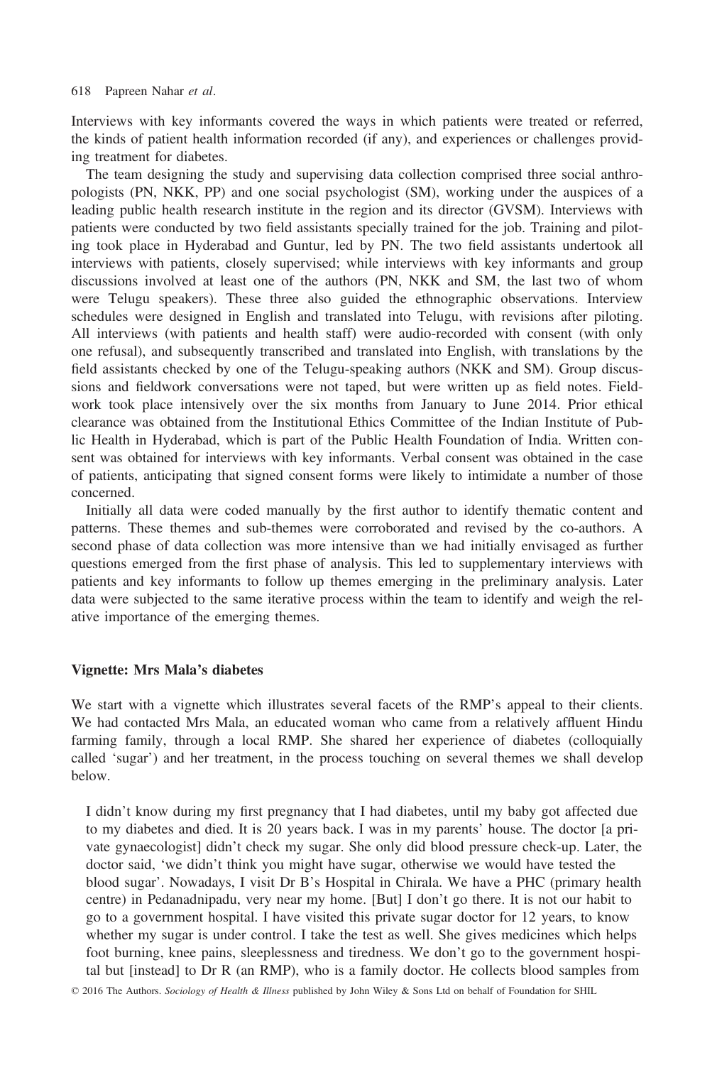Interviews with key informants covered the ways in which patients were treated or referred, the kinds of patient health information recorded (if any), and experiences or challenges providing treatment for diabetes.

The team designing the study and supervising data collection comprised three social anthropologists (PN, NKK, PP) and one social psychologist (SM), working under the auspices of a leading public health research institute in the region and its director (GVSM). Interviews with patients were conducted by two field assistants specially trained for the job. Training and piloting took place in Hyderabad and Guntur, led by PN. The two field assistants undertook all interviews with patients, closely supervised; while interviews with key informants and group discussions involved at least one of the authors (PN, NKK and SM, the last two of whom were Telugu speakers). These three also guided the ethnographic observations. Interview schedules were designed in English and translated into Telugu, with revisions after piloting. All interviews (with patients and health staff) were audio-recorded with consent (with only one refusal), and subsequently transcribed and translated into English, with translations by the field assistants checked by one of the Telugu-speaking authors (NKK and SM). Group discussions and fieldwork conversations were not taped, but were written up as field notes. Fieldwork took place intensively over the six months from January to June 2014. Prior ethical clearance was obtained from the Institutional Ethics Committee of the Indian Institute of Public Health in Hyderabad, which is part of the Public Health Foundation of India. Written consent was obtained for interviews with key informants. Verbal consent was obtained in the case of patients, anticipating that signed consent forms were likely to intimidate a number of those concerned.

Initially all data were coded manually by the first author to identify thematic content and patterns. These themes and sub-themes were corroborated and revised by the co-authors. A second phase of data collection was more intensive than we had initially envisaged as further questions emerged from the first phase of analysis. This led to supplementary interviews with patients and key informants to follow up themes emerging in the preliminary analysis. Later data were subjected to the same iterative process within the team to identify and weigh the relative importance of the emerging themes.

### Vignette: Mrs Mala's diabetes

We start with a vignette which illustrates several facets of the RMP's appeal to their clients. We had contacted Mrs Mala, an educated woman who came from a relatively affluent Hindu farming family, through a local RMP. She shared her experience of diabetes (colloquially called 'sugar') and her treatment, in the process touching on several themes we shall develop below.

> I didn't know during my first pregnancy that I had diabetes, until my baby got affected due to my diabetes and died. It is 20 years back. I was in my parents' house. The doctor [a private gynaecologist] didn't check my sugar. She only did blood pressure check-up. Later, the doctor said, 'we didn't think you might have sugar, otherwise we would have tested the blood sugar'. Nowadays, I visit Dr B's Hospital in Chirala. We have a PHC (primary health centre) in Pedanadnipadu, very near my home. [But] I don't go there. It is not our habit to go to a government hospital. I have visited this private sugar doctor for 12 years, to know whether my sugar is under control. I take the test as well. She gives medicines which helps foot burning, knee pains, sleeplessness and tiredness. We don't go to the government hospital but [instead] to Dr R (an RMP), who is a family doctor. He collects blood samples from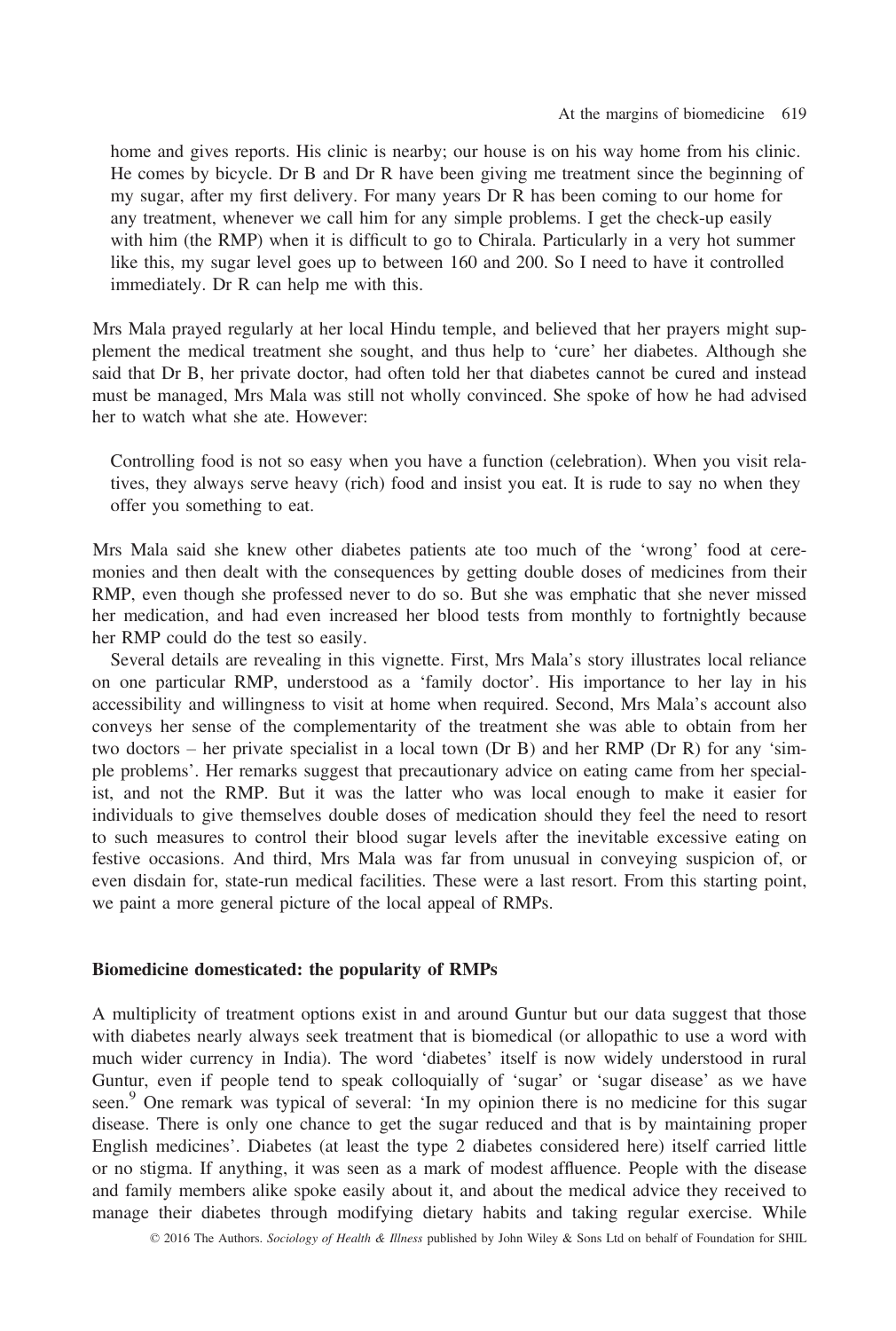home and gives reports. His clinic is nearby; our house is on his way home from his clinic. He comes by bicycle. Dr B and Dr R have been giving me treatment since the beginning of my sugar, after my first delivery. For many years Dr R has been coming to our home for any treatment, whenever we call him for any simple problems. I get the check-up easily with him (the RMP) when it is difficult to go to Chirala. Particularly in a very hot summer like this, my sugar level goes up to between 160 and 200. So I need to have it controlled immediately. Dr R can help me with this.

Mrs Mala prayed regularly at her local Hindu temple, and believed that her prayers might supplement the medical treatment she sought, and thus help to 'cure' her diabetes. Although she said that Dr B, her private doctor, had often told her that diabetes cannot be cured and instead must be managed, Mrs Mala was still not wholly convinced. She spoke of how he had advised her to watch what she ate. However:

> Controlling food is not so easy when you have a function (celebration). When you visit relatives, they always serve heavy (rich) food and insist you eat. It is rude to say no when they offer you something to eat.

Mrs Mala said she knew other diabetes patients ate too much of the 'wrong' food at ceremonies and then dealt with the consequences by getting double doses of medicines from their RMP, even though she professed never to do so. But she was emphatic that she never missed her medication, and had even increased her blood tests from monthly to fortnightly because her RMP could do the test so easily.

Several details are revealing in this vignette. First, Mrs Mala's story illustrates local reliance on one particular RMP, understood as a 'family doctor'. His importance to her lay in his accessibility and willingness to visit at home when required. Second, Mrs Mala's account also conveys her sense of the complementarity of the treatment she was able to obtain from her two doctors – her private specialist in a local town (Dr B) and her RMP (Dr R) for any 'simple problems'. Her remarks suggest that precautionary advice on eating came from her specialist, and not the RMP. But it was the latter who was local enough to make it easier for individuals to give themselves double doses of medication should they feel the need to resort to such measures to control their blood sugar levels after the inevitable excessive eating on festive occasions. And third, Mrs Mala was far from unusual in conveying suspicion of, or even disdain for, state-run medical facilities. These were a last resort. From this starting point, we paint a more general picture of the local appeal of RMPs.

## Biomedicine domesticated: the popularity of RMPs

A multiplicity of treatment options exist in and around Guntur but our data suggest that those with diabetes nearly always seek treatment that is biomedical (or allopathic to use a word with much wider currency in India). The word 'diabetes' itself is now widely understood in rural Guntur, even if people tend to speak colloquially of 'sugar' or 'sugar disease' as we have seen.[9] One remark was typical of several: 'In my opinion there is no medicine for this sugar disease. There is only one chance to get the sugar reduced and that is by maintaining proper English medicines'. Diabetes (at least the type 2 diabetes considered here) itself carried little or no stigma. If anything, it was seen as a mark of modest affluence. People with the disease and family members alike spoke easily about it, and about the medical advice they received to manage their diabetes through modifying dietary habits and taking regular exercise. While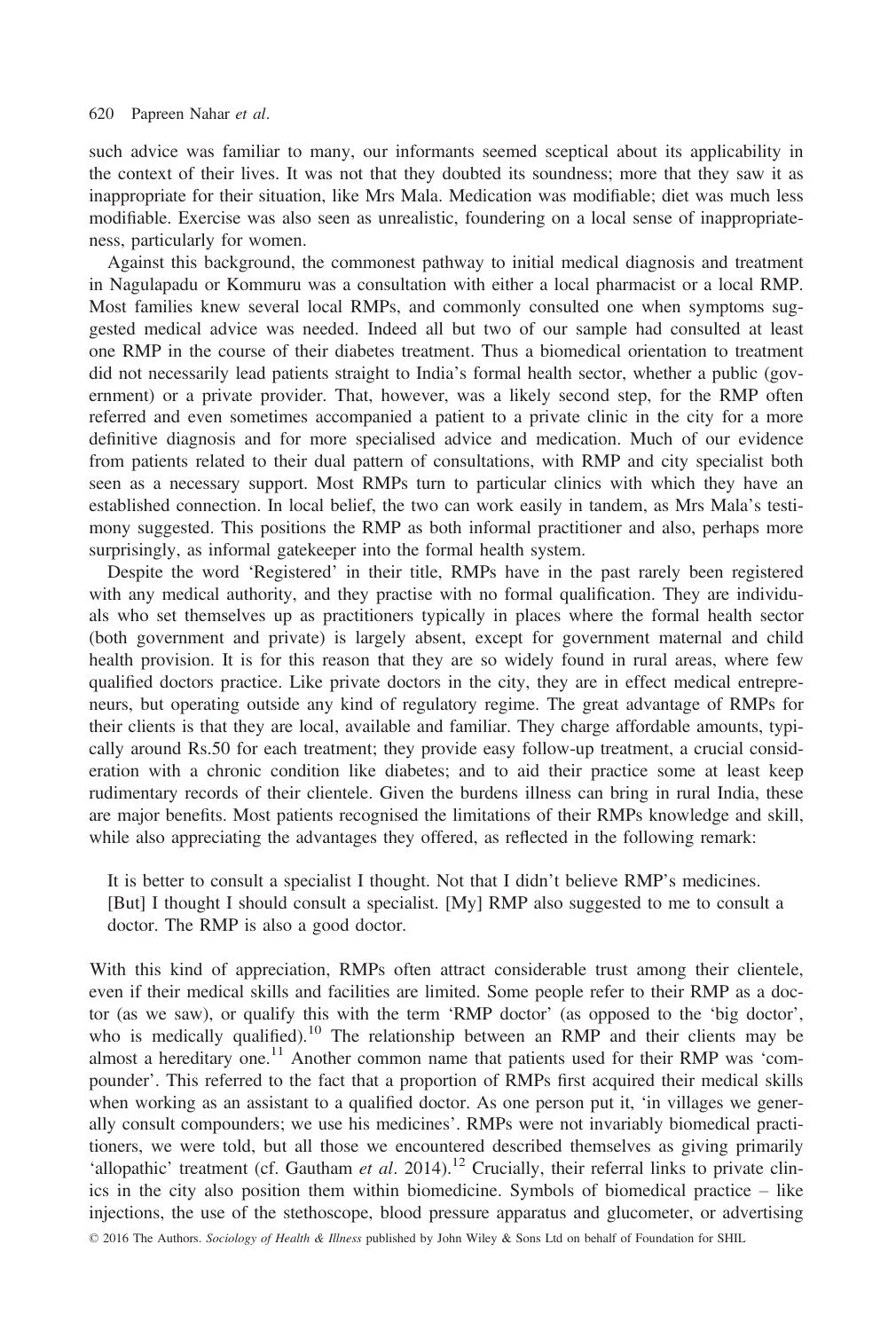such advice was familiar to many, our informants seemed sceptical about its applicability in the context of their lives. It was not that they doubted its soundness; more that they saw it as inappropriate for their situation, like Mrs Mala. Medication was modifiable; diet was much less modifiable. Exercise was also seen as unrealistic, foundering on a local sense of inappropriateness, particularly for women.

Against this background, the commonest pathway to initial medical diagnosis and treatment in Nagulapadu or Kommuru was a consultation with either a local pharmacist or a local RMP. Most families knew several local RMPs, and commonly consulted one when symptoms suggested medical advice was needed. Indeed all but two of our sample had consulted at least one RMP in the course of their diabetes treatment. Thus a biomedical orientation to treatment did not necessarily lead patients straight to India's formal health sector, whether a public (government) or a private provider. That, however, was a likely second step, for the RMP often referred and even sometimes accompanied a patient to a private clinic in the city for a more definitive diagnosis and for more specialised advice and medication. Much of our evidence from patients related to their dual pattern of consultations, with RMP and city specialist both seen as a necessary support. Most RMPs turn to particular clinics with which they have an established connection. In local belief, the two can work easily in tandem, as Mrs Mala's testimony suggested. This positions the RMP as both informal practitioner and also, perhaps more surprisingly, as informal gatekeeper into the formal health system.

Despite the word 'Registered' in their title, RMPs have in the past rarely been registered with any medical authority, and they practise with no formal qualification. They are individuals who set themselves up as practitioners typically in places where the formal health sector (both government and private) is largely absent, except for government maternal and child health provision. It is for this reason that they are so widely found in rural areas, where few qualified doctors practice. Like private doctors in the city, they are in effect medical entrepreneurs, but operating outside any kind of regulatory regime. The great advantage of RMPs for their clients is that they are local, available and familiar. They charge affordable amounts, typically around Rs.50 for each treatment; they provide easy follow-up treatment, a crucial consideration with a chronic condition like diabetes; and to aid their practice some at least keep rudimentary records of their clientele. Given the burdens illness can bring in rural India, these are major benefits. Most patients recognised the limitations of their RMPs knowledge and skill, while also appreciating the advantages they offered, as reflected in the following remark:

> It is better to consult a specialist I thought. Not that I didn't believe RMP's medicines. [But] I thought I should consult a specialist. [My] RMP also suggested to me to consult a doctor. The RMP is also a good doctor.

With this kind of appreciation, RMPs often attract considerable trust among their clientele, even if their medical skills and facilities are limited. Some people refer to their RMP as a doctor (as we saw), or qualify this with the term 'RMP doctor' (as opposed to the 'big doctor', who is medically qualified).[10] The relationship between an RMP and their clients may be almost a hereditary one.[11] Another common name that patients used for their RMP was 'compounder'. This referred to the fact that a proportion of RMPs first acquired their medical skills when working as an assistant to a qualified doctor. As one person put it, 'in villages we generally consult compounders; we use his medicines'. RMPs were not invariably biomedical practitioners, we were told, but all those we encountered described themselves as giving primarily 'allopathic' treatment (cf. Gautham *et al*. 2014).[12] Crucially, their referral links to private clinics in the city also position them within biomedicine. Symbols of biomedical practice – like injections, the use of the stethoscope, blood pressure apparatus and glucometer, or advertising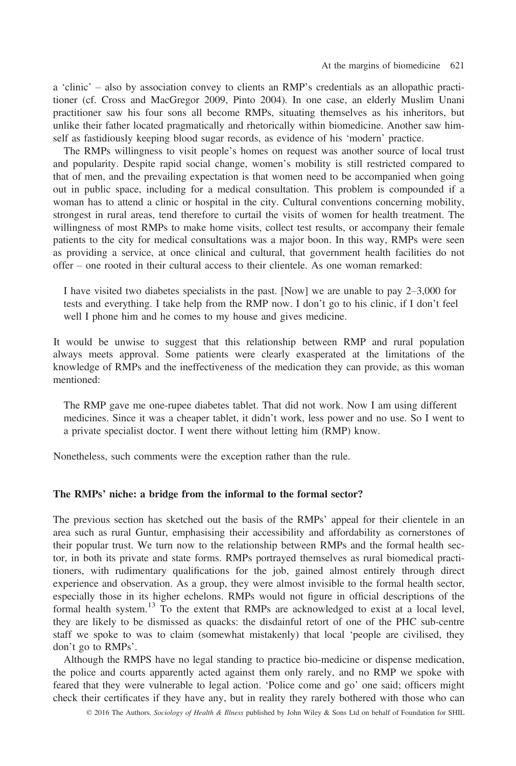a 'clinic' – also by association convey to clients an RMP's credentials as an allopathic practitioner (cf. Cross and MacGregor 2009, Pinto 2004). In one case, an elderly Muslim Unani practitioner saw his four sons all become RMPs, situating themselves as his inheritors, but unlike their father located pragmatically and rhetorically within biomedicine. Another saw himself as fastidiously keeping blood sugar records, as evidence of his 'modern' practice.

The RMPs willingness to visit people's homes on request was another source of local trust and popularity. Despite rapid social change, women's mobility is still restricted compared to that of men, and the prevailing expectation is that women need to be accompanied when going out in public space, including for a medical consultation. This problem is compounded if a woman has to attend a clinic or hospital in the city. Cultural conventions concerning mobility, strongest in rural areas, tend therefore to curtail the visits of women for health treatment. The willingness of most RMPs to make home visits, collect test results, or accompany their female patients to the city for medical consultations was a major boon. In this way, RMPs were seen as providing a service, at once clinical and cultural, that government health facilities do not offer – one rooted in their cultural access to their clientele. As one woman remarked:

> I have visited two diabetes specialists in the past. [Now] we are unable to pay 2–3,000 for tests and everything. I take help from the RMP now. I don't go to his clinic, if I don't feel well I phone him and he comes to my house and gives medicine.

It would be unwise to suggest that this relationship between RMP and rural population always meets approval. Some patients were clearly exasperated at the limitations of the knowledge of RMPs and the ineffectiveness of the medication they can provide, as this woman mentioned:

> The RMP gave me one-rupee diabetes tablet. That did not work. Now I am using different medicines. Since it was a cheaper tablet, it didn't work, less power and no use. So I went to a private specialist doctor. I went there without letting him (RMP) know.

Nonetheless, such comments were the exception rather than the rule.

## The RMPs' niche: a bridge from the informal to the formal sector?

The previous section has sketched out the basis of the RMPs' appeal for their clientele in an area such as rural Guntur, emphasising their accessibility and affordability as cornerstones of their popular trust. We turn now to the relationship between RMPs and the formal health sector, in both its private and state forms. RMPs portrayed themselves as rural biomedical practitioners, with rudimentary qualifications for the job, gained almost entirely through direct experience and observation. As a group, they were almost invisible to the formal health sector, especially those in its higher echelons. RMPs would not figure in official descriptions of the formal health system.[13] To the extent that RMPs are acknowledged to exist at a local level, they are likely to be dismissed as quacks: the disdainful retort of one of the PHC sub-centre staff we spoke to was to claim (somewhat mistakenly) that local 'people are civilised, they don't go to RMPs'.

Although the RMPS have no legal standing to practice bio-medicine or dispense medication, the police and courts apparently acted against them only rarely, and no RMP we spoke with feared that they were vulnerable to legal action. 'Police come and go' one said; officers might check their certificates if they have any, but in reality they rarely bothered with those who can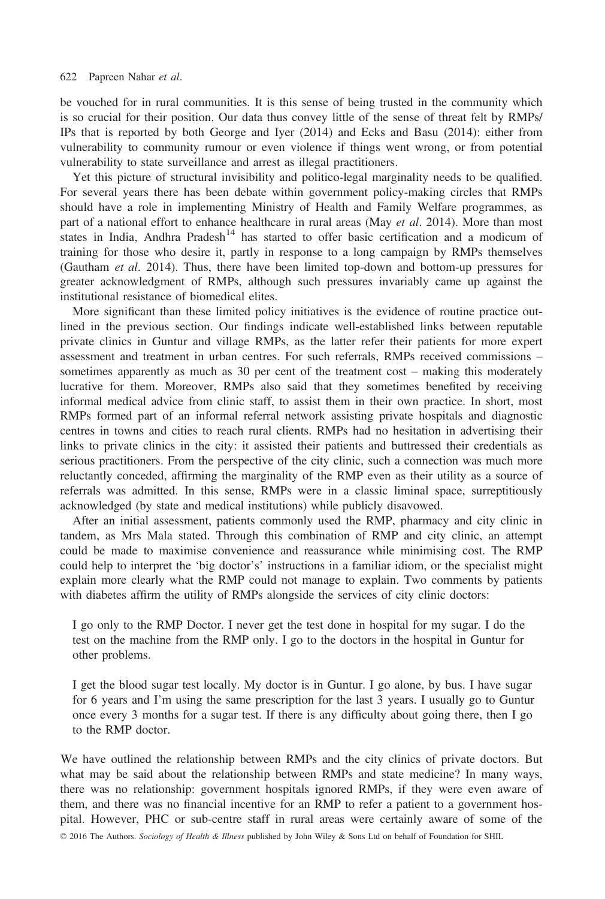be vouched for in rural communities. It is this sense of being trusted in the community which is so crucial for their position. Our data thus convey little of the sense of threat felt by RMPs/IPs that is reported by both George and Iyer (2014) and Ecks and Basu (2014): either from vulnerability to community rumour or even violence if things went wrong, or from potential vulnerability to state surveillance and arrest as illegal practitioners.

Yet this picture of structural invisibility and politico-legal marginality needs to be qualified. For several years there has been debate within government policy-making circles that RMPs should have a role in implementing Ministry of Health and Family Welfare programmes, as part of a national effort to enhance healthcare in rural areas (May *et al*. 2014). More than most states in India, Andhra Pradesh[14] has started to offer basic certification and a modicum of training for those who desire it, partly in response to a long campaign by RMPs themselves (Gautham *et al*. 2014). Thus, there have been limited top-down and bottom-up pressures for greater acknowledgment of RMPs, although such pressures invariably came up against the institutional resistance of biomedical elites.

More significant than these limited policy initiatives is the evidence of routine practice outlined in the previous section. Our findings indicate well-established links between reputable private clinics in Guntur and village RMPs, as the latter refer their patients for more expert assessment and treatment in urban centres. For such referrals, RMPs received commissions – sometimes apparently as much as 30 per cent of the treatment cost – making this moderately lucrative for them. Moreover, RMPs also said that they sometimes benefited by receiving informal medical advice from clinic staff, to assist them in their own practice. In short, most RMPs formed part of an informal referral network assisting private hospitals and diagnostic centres in towns and cities to reach rural clients. RMPs had no hesitation in advertising their links to private clinics in the city: it assisted their patients and buttressed their credentials as serious practitioners. From the perspective of the city clinic, such a connection was much more reluctantly conceded, affirming the marginality of the RMP even as their utility as a source of referrals was admitted. In this sense, RMPs were in a classic liminal space, surreptitiously acknowledged (by state and medical institutions) while publicly disavowed.

After an initial assessment, patients commonly used the RMP, pharmacy and city clinic in tandem, as Mrs Mala stated. Through this combination of RMP and city clinic, an attempt could be made to maximise convenience and reassurance while minimising cost. The RMP could help to interpret the 'big doctor's' instructions in a familiar idiom, or the specialist might explain more clearly what the RMP could not manage to explain. Two comments by patients with diabetes affirm the utility of RMPs alongside the services of city clinic doctors:

> I go only to the RMP Doctor. I never get the test done in hospital for my sugar. I do the test on the machine from the RMP only. I go to the doctors in the hospital in Guntur for other problems.

> I get the blood sugar test locally. My doctor is in Guntur. I go alone, by bus. I have sugar for 6 years and I'm using the same prescription for the last 3 years. I usually go to Guntur once every 3 months for a sugar test. If there is any difficulty about going there, then I go to the RMP doctor.

We have outlined the relationship between RMPs and the city clinics of private doctors. But what may be said about the relationship between RMPs and state medicine? In many ways, there was no relationship: government hospitals ignored RMPs, if they were even aware of them, and there was no financial incentive for an RMP to refer a patient to a government hospital. However, PHC or sub-centre staff in rural areas were certainly aware of some of the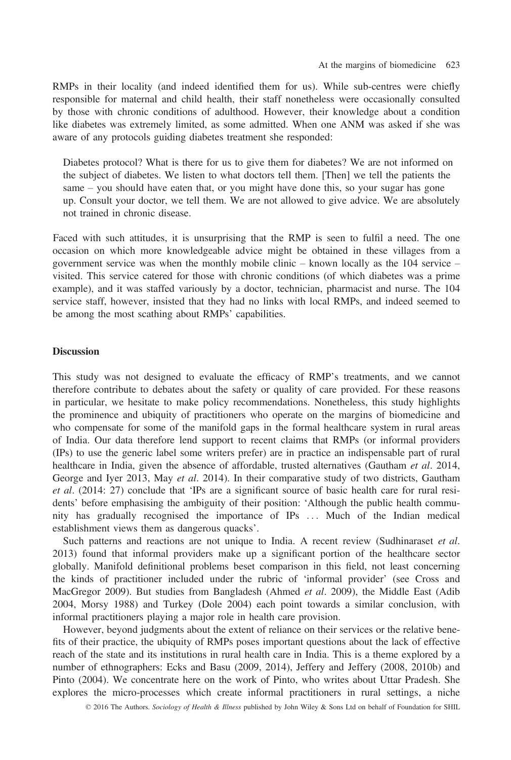RMPs in their locality (and indeed identified them for us). While sub-centres were chiefly responsible for maternal and child health, their staff nonetheless were occasionally consulted by those with chronic conditions of adulthood. However, their knowledge about a condition like diabetes was extremely limited, as some admitted. When one ANM was asked if she was aware of any protocols guiding diabetes treatment she responded:

> Diabetes protocol? What is there for us to give them for diabetes? We are not informed on the subject of diabetes. We listen to what doctors tell them. [Then] we tell the patients the same – you should have eaten that, or you might have done this, so your sugar has gone up. Consult your doctor, we tell them. We are not allowed to give advice. We are absolutely not trained in chronic disease.

Faced with such attitudes, it is unsurprising that the RMP is seen to fulfil a need. The one occasion on which more knowledgeable advice might be obtained in these villages from a government service was when the monthly mobile clinic – known locally as the 104 service – visited. This service catered for those with chronic conditions (of which diabetes was a prime example), and it was staffed variously by a doctor, technician, pharmacist and nurse. The 104 service staff, however, insisted that they had no links with local RMPs, and indeed seemed to be among the most scathing about RMPs' capabilities.

## Discussion

This study was not designed to evaluate the efficacy of RMP's treatments, and we cannot therefore contribute to debates about the safety or quality of care provided. For these reasons in particular, we hesitate to make policy recommendations. Nonetheless, this study highlights the prominence and ubiquity of practitioners who operate on the margins of biomedicine and who compensate for some of the manifold gaps in the formal healthcare system in rural areas of India. Our data therefore lend support to recent claims that RMPs (or informal providers (IPs) to use the generic label some writers prefer) are in practice an indispensable part of rural healthcare in India, given the absence of affordable, trusted alternatives (Gautham *et al*. 2014, George and Iyer 2013, May *et al*. 2014). In their comparative study of two districts, Gautham *et al*. (2014: 27) conclude that 'IPs are a significant source of basic health care for rural residents' before emphasising the ambiguity of their position: 'Although the public health community has gradually recognised the importance of IPs … Much of the Indian medical establishment views them as dangerous quacks'.

Such patterns and reactions are not unique to India. A recent review (Sudhinaraset *et al*. 2013) found that informal providers make up a significant portion of the healthcare sector globally. Manifold definitional problems beset comparison in this field, not least concerning the kinds of practitioner included under the rubric of 'informal provider' (see Cross and MacGregor 2009). But studies from Bangladesh (Ahmed *et al*. 2009), the Middle East (Adib 2004, Morsy 1988) and Turkey (Dole 2004) each point towards a similar conclusion, with informal practitioners playing a major role in health care provision.

However, beyond judgments about the extent of reliance on their services or the relative benefits of their practice, the ubiquity of RMPs poses important questions about the lack of effective reach of the state and its institutions in rural health care in India. This is a theme explored by a number of ethnographers: Ecks and Basu (2009, 2014), Jeffery and Jeffery (2008, 2010b) and Pinto (2004). We concentrate here on the work of Pinto, who writes about Uttar Pradesh. She explores the micro-processes which create informal practitioners in rural settings, a niche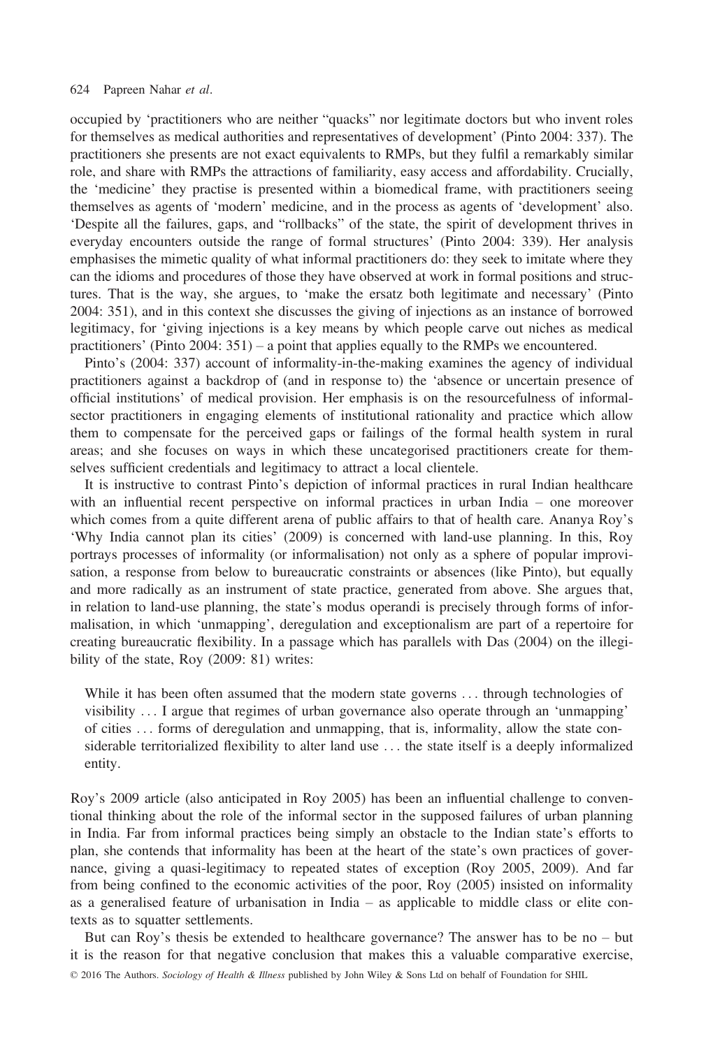occupied by 'practitioners who are neither "quacks" nor legitimate doctors but who invent roles for themselves as medical authorities and representatives of development' (Pinto 2004: 337). The practitioners she presents are not exact equivalents to RMPs, but they fulfil a remarkably similar role, and share with RMPs the attractions of familiarity, easy access and affordability. Crucially, the 'medicine' they practise is presented within a biomedical frame, with practitioners seeing themselves as agents of 'modern' medicine, and in the process as agents of 'development' also. 'Despite all the failures, gaps, and "rollbacks" of the state, the spirit of development thrives in everyday encounters outside the range of formal structures' (Pinto 2004: 339). Her analysis emphasises the mimetic quality of what informal practitioners do: they seek to imitate where they can the idioms and procedures of those they have observed at work in formal positions and structures. That is the way, she argues, to 'make the ersatz both legitimate and necessary' (Pinto 2004: 351), and in this context she discusses the giving of injections as an instance of borrowed legitimacy, for 'giving injections is a key means by which people carve out niches as medical practitioners' (Pinto 2004: 351) – a point that applies equally to the RMPs we encountered.

Pinto's (2004: 337) account of informality-in-the-making examines the agency of individual practitioners against a backdrop of (and in response to) the 'absence or uncertain presence of official institutions' of medical provision. Her emphasis is on the resourcefulness of informal-sector practitioners in engaging elements of institutional rationality and practice which allow them to compensate for the perceived gaps or failings of the formal health system in rural areas; and she focuses on ways in which these uncategorised practitioners create for themselves sufficient credentials and legitimacy to attract a local clientele.

It is instructive to contrast Pinto's depiction of informal practices in rural Indian healthcare with an influential recent perspective on informal practices in urban India – one moreover which comes from a quite different arena of public affairs to that of health care. Ananya Roy's 'Why India cannot plan its cities' (2009) is concerned with land-use planning. In this, Roy portrays processes of informality (or informalisation) not only as a sphere of popular improvisation, a response from below to bureaucratic constraints or absences (like Pinto), but equally and more radically as an instrument of state practice, generated from above. She argues that, in relation to land-use planning, the state's modus operandi is precisely through forms of informalisation, in which 'unmapping', deregulation and exceptionalism are part of a repertoire for creating bureaucratic flexibility. In a passage which has parallels with Das (2004) on the illegibility of the state, Roy (2009: 81) writes:

> While it has been often assumed that the modern state governs . . . through technologies of visibility . . . I argue that regimes of urban governance also operate through an 'unmapping' of cities . . . forms of deregulation and unmapping, that is, informality, allow the state considerable territorialized flexibility to alter land use . . . the state itself is a deeply informalized entity.

Roy's 2009 article (also anticipated in Roy 2005) has been an influential challenge to conventional thinking about the role of the informal sector in the supposed failures of urban planning in India. Far from informal practices being simply an obstacle to the Indian state's efforts to plan, she contends that informality has been at the heart of the state's own practices of governance, giving a quasi-legitimacy to repeated states of exception (Roy 2005, 2009). And far from being confined to the economic activities of the poor, Roy (2005) insisted on informality as a generalised feature of urbanisation in India – as applicable to middle class or elite contexts as to squatter settlements.

But can Roy's thesis be extended to healthcare governance? The answer has to be no – but it is the reason for that negative conclusion that makes this a valuable comparative exercise,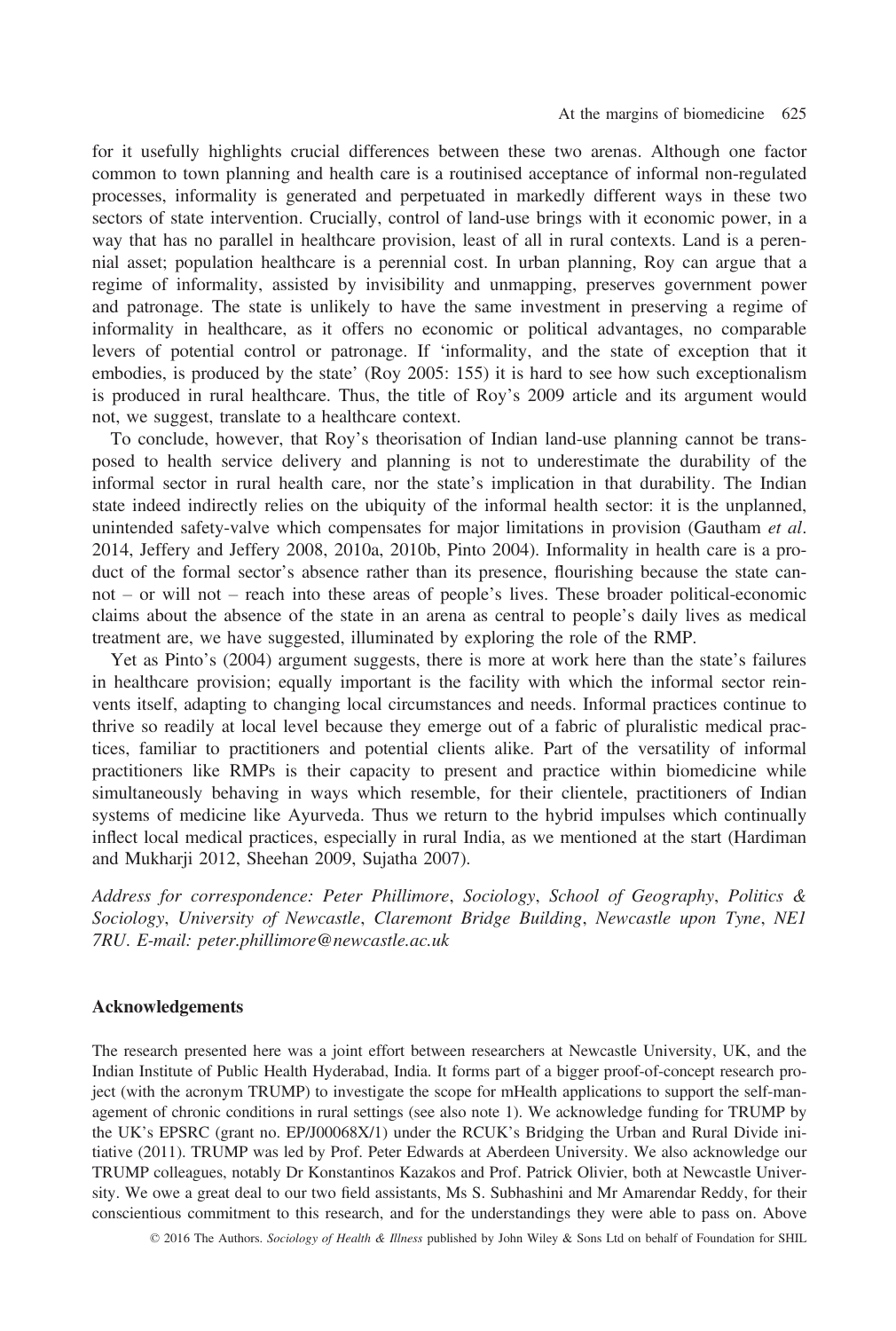for it usefully highlights crucial differences between these two arenas. Although one factor common to town planning and health care is a routinised acceptance of informal non-regulated processes, informality is generated and perpetuated in markedly different ways in these two sectors of state intervention. Crucially, control of land-use brings with it economic power, in a way that has no parallel in healthcare provision, least of all in rural contexts. Land is a perennial asset; population healthcare is a perennial cost. In urban planning, Roy can argue that a regime of informality, assisted by invisibility and unmapping, preserves government power and patronage. The state is unlikely to have the same investment in preserving a regime of informality in healthcare, as it offers no economic or political advantages, no comparable levers of potential control or patronage. If 'informality, and the state of exception that it embodies, is produced by the state' (Roy 2005: 155) it is hard to see how such exceptionalism is produced in rural healthcare. Thus, the title of Roy's 2009 article and its argument would not, we suggest, translate to a healthcare context.

To conclude, however, that Roy's theorisation of Indian land-use planning cannot be transposed to health service delivery and planning is not to underestimate the durability of the informal sector in rural health care, nor the state's implication in that durability. The Indian state indeed indirectly relies on the ubiquity of the informal health sector: it is the unplanned, unintended safety-valve which compensates for major limitations in provision (Gautham *et al*. 2014, Jeffery and Jeffery 2008, 2010a, 2010b, Pinto 2004). Informality in health care is a product of the formal sector's absence rather than its presence, flourishing because the state cannot – or will not – reach into these areas of people's lives. These broader political-economic claims about the absence of the state in an arena as central to people's daily lives as medical treatment are, we have suggested, illuminated by exploring the role of the RMP.

Yet as Pinto's (2004) argument suggests, there is more at work here than the state's failures in healthcare provision; equally important is the facility with which the informal sector reinvents itself, adapting to changing local circumstances and needs. Informal practices continue to thrive so readily at local level because they emerge out of a fabric of pluralistic medical practices, familiar to practitioners and potential clients alike. Part of the versatility of informal practitioners like RMPs is their capacity to present and practice within biomedicine while simultaneously behaving in ways which resemble, for their clientele, practitioners of Indian systems of medicine like Ayurveda. Thus we return to the hybrid impulses which continually inflect local medical practices, especially in rural India, as we mentioned at the start (Hardiman and Mukharji 2012, Sheehan 2009, Sujatha 2007).

*Address for correspondence: Peter Phillimore, Sociology, School of Geography, Politics & Sociology, University of Newcastle, Claremont Bridge Building, Newcastle upon Tyne, NE1 7RU. E-mail: peter.phillimore@newcastle.ac.uk*

## Acknowledgements

The research presented here was a joint effort between researchers at Newcastle University, UK, and the Indian Institute of Public Health Hyderabad, India. It forms part of a bigger proof-of-concept research project (with the acronym TRUMP) to investigate the scope for mHealth applications to support the self-management of chronic conditions in rural settings (see also note 1). We acknowledge funding for TRUMP by the UK's EPSRC (grant no. EP/J00068X/1) under the RCUK's Bridging the Urban and Rural Divide initiative (2011). TRUMP was led by Prof. Peter Edwards at Aberdeen University. We also acknowledge our TRUMP colleagues, notably Dr Konstantinos Kazakos and Prof. Patrick Olivier, both at Newcastle University. We owe a great deal to our two field assistants, Ms S. Subhashini and Mr Amarendar Reddy, for their conscientious commitment to this research, and for the understandings they were able to pass on. Above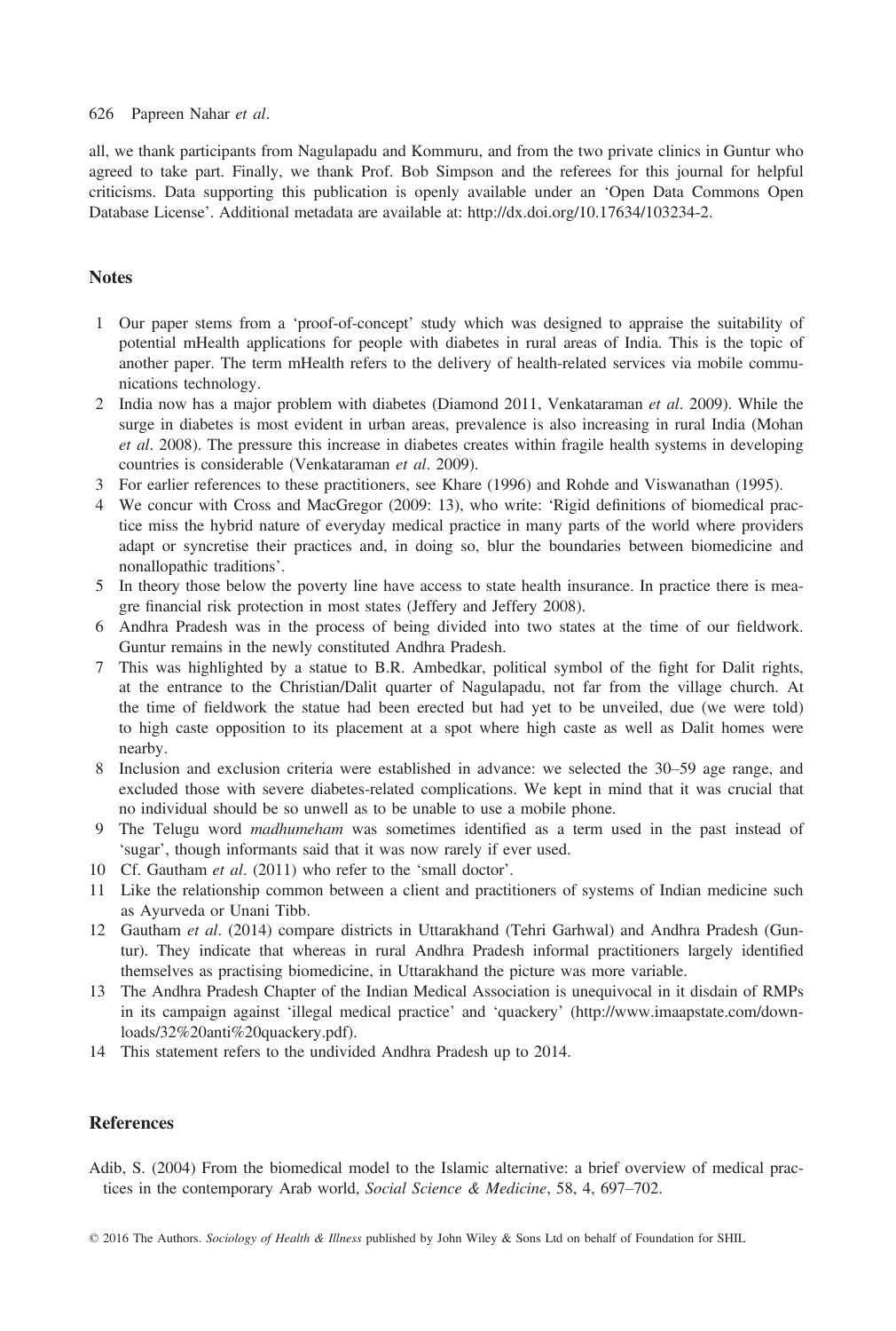all, we thank participants from Nagulapadu and Kommuru, and from the two private clinics in Guntur who agreed to take part. Finally, we thank Prof. Bob Simpson and the referees for this journal for helpful criticisms. Data supporting this publication is openly available under an 'Open Data Commons Open Database License'. Additional metadata are available at: http://dx.doi.org/10.17634/103234-2.

## Notes

1. Our paper stems from a 'proof-of-concept' study which was designed to appraise the suitability of potential mHealth applications for people with diabetes in rural areas of India. This is the topic of another paper. The term mHealth refers to the delivery of health-related services via mobile communications technology.
2. India now has a major problem with diabetes (Diamond 2011, Venkataraman *et al*. 2009). While the surge in diabetes is most evident in urban areas, prevalence is also increasing in rural India (Mohan *et al*. 2008). The pressure this increase in diabetes creates within fragile health systems in developing countries is considerable (Venkataraman *et al*. 2009).
3. For earlier references to these practitioners, see Khare (1996) and Rohde and Viswanathan (1995).
4. We concur with Cross and MacGregor (2009: 13), who write: 'Rigid definitions of biomedical practice miss the hybrid nature of everyday medical practice in many parts of the world where providers adapt or syncretise their practices and, in doing so, blur the boundaries between biomedicine and nonallopathic traditions'.
5. In theory those below the poverty line have access to state health insurance. In practice there is meagre financial risk protection in most states (Jeffery and Jeffery 2008).
6. Andhra Pradesh was in the process of being divided into two states at the time of our fieldwork. Guntur remains in the newly constituted Andhra Pradesh.
7. This was highlighted by a statue to B.R. Ambedkar, political symbol of the fight for Dalit rights, at the entrance to the Christian/Dalit quarter of Nagulapadu, not far from the village church. At the time of fieldwork the statue had been erected but had yet to be unveiled, due (we were told) to high caste opposition to its placement at a spot where high caste as well as Dalit homes were nearby.
8. Inclusion and exclusion criteria were established in advance: we selected the 30–59 age range, and excluded those with severe diabetes-related complications. We kept in mind that it was crucial that no individual should be so unwell as to be unable to use a mobile phone.
9. The Telugu word *madhumeham* was sometimes identified as a term used in the past instead of 'sugar', though informants said that it was now rarely if ever used.
10. Cf. Gautham *et al*. (2011) who refer to the 'small doctor'.
11. Like the relationship common between a client and practitioners of systems of Indian medicine such as Ayurveda or Unani Tibb.
12. Gautham *et al*. (2014) compare districts in Uttarakhand (Tehri Garhwal) and Andhra Pradesh (Guntur). They indicate that whereas in rural Andhra Pradesh informal practitioners largely identified themselves as practising biomedicine, in Uttarakhand the picture was more variable.
13. The Andhra Pradesh Chapter of the Indian Medical Association is unequivocal in it disdain of RMPs in its campaign against 'illegal medical practice' and 'quackery' (http://www.imaapstate.com/downloads/32%20anti%20quackery.pdf).
14. This statement refers to the undivided Andhra Pradesh up to 2014.

## References

Adib, S. (2004) From the biomedical model to the Islamic alternative: a brief overview of medical practices in the contemporary Arab world, *Social Science & Medicine*, 58, 4, 697–702.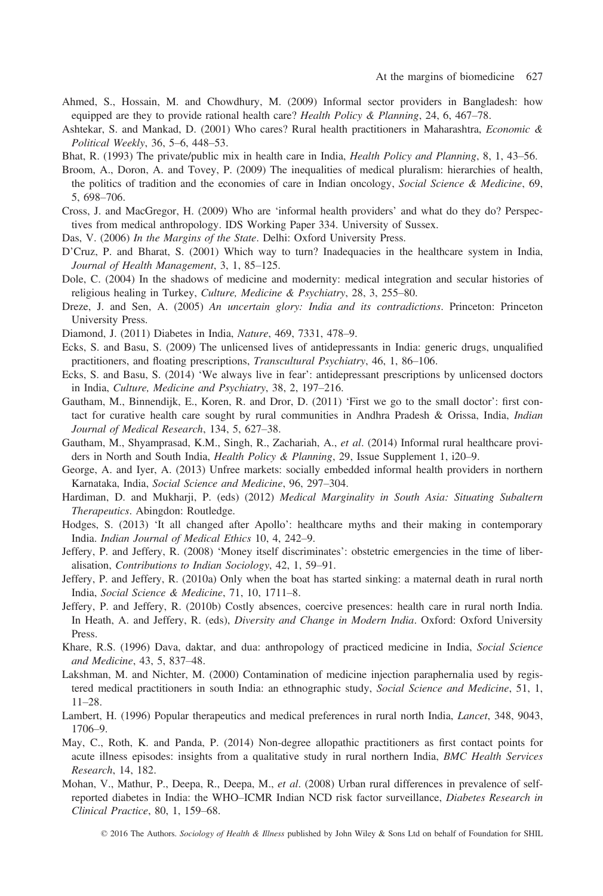Ahmed, S., Hossain, M. and Chowdhury, M. (2009) Informal sector providers in Bangladesh: how equipped are they to provide rational health care? *Health Policy & Planning*, 24, 6, 467–78.

Ashtekar, S. and Mankad, D. (2001) Who cares? Rural health practitioners in Maharashtra, *Economic & Political Weekly*, 36, 5–6, 448–53.

Bhat, R. (1993) The private/public mix in health care in India, *Health Policy and Planning*, 8, 1, 43–56.

Broom, A., Doron, A. and Tovey, P. (2009) The inequalities of medical pluralism: hierarchies of health, the politics of tradition and the economies of care in Indian oncology, *Social Science & Medicine*, 69, 5, 698–706.

Cross, J. and MacGregor, H. (2009) Who are 'informal health providers' and what do they do? Perspectives from medical anthropology. IDS Working Paper 334. University of Sussex.

Das, V. (2006) *In the Margins of the State*. Delhi: Oxford University Press.

D'Cruz, P. and Bharat, S. (2001) Which way to turn? Inadequacies in the healthcare system in India, *Journal of Health Management*, 3, 1, 85–125.

Dole, C. (2004) In the shadows of medicine and modernity: medical integration and secular histories of religious healing in Turkey, *Culture, Medicine & Psychiatry*, 28, 3, 255–80.

Dreze, J. and Sen, A. (2005) *An uncertain glory: India and its contradictions*. Princeton: Princeton University Press.

Diamond, J. (2011) Diabetes in India, *Nature*, 469, 7331, 478–9.

Ecks, S. and Basu, S. (2009) The unlicensed lives of antidepressants in India: generic drugs, unqualified practitioners, and floating prescriptions, *Transcultural Psychiatry*, 46, 1, 86–106.

Ecks, S. and Basu, S. (2014) 'We always live in fear': antidepressant prescriptions by unlicensed doctors in India, *Culture, Medicine and Psychiatry*, 38, 2, 197–216.

Gautham, M., Binnendijk, E., Koren, R. and Dror, D. (2011) 'First we go to the small doctor': first contact for curative health care sought by rural communities in Andhra Pradesh & Orissa, India, *Indian Journal of Medical Research*, 134, 5, 627–38.

Gautham, M., Shyamprasad, K.M., Singh, R., Zachariah, A., *et al*. (2014) Informal rural healthcare providers in North and South India, *Health Policy & Planning*, 29, Issue Supplement 1, i20–9.

George, A. and Iyer, A. (2013) Unfree markets: socially embedded informal health providers in northern Karnataka, India, *Social Science and Medicine*, 96, 297–304.

Hardiman, D. and Mukharji, P. (eds) (2012) *Medical Marginality in South Asia: Situating Subaltern Therapeutics*. Abingdon: Routledge.

Hodges, S. (2013) 'It all changed after Apollo': healthcare myths and their making in contemporary India. *Indian Journal of Medical Ethics* 10, 4, 242–9.

Jeffery, P. and Jeffery, R. (2008) 'Money itself discriminates': obstetric emergencies in the time of liberalisation, *Contributions to Indian Sociology*, 42, 1, 59–91.

Jeffery, P. and Jeffery, R. (2010a) Only when the boat has started sinking: a maternal death in rural north India, *Social Science & Medicine*, 71, 10, 1711–8.

Jeffery, P. and Jeffery, R. (2010b) Costly absences, coercive presences: health care in rural north India. In Heath, A. and Jeffery, R. (eds), *Diversity and Change in Modern India*. Oxford: Oxford University Press.

Khare, R.S. (1996) Dava, daktar, and dua: anthropology of practiced medicine in India, *Social Science and Medicine*, 43, 5, 837–48.

Lakshman, M. and Nichter, M. (2000) Contamination of medicine injection paraphernalia used by registered medical practitioners in south India: an ethnographic study, *Social Science and Medicine*, 51, 1, 11–28.

Lambert, H. (1996) Popular therapeutics and medical preferences in rural north India, *Lancet*, 348, 9043, 1706–9.

May, C., Roth, K. and Panda, P. (2014) Non-degree allopathic practitioners as first contact points for acute illness episodes: insights from a qualitative study in rural northern India, *BMC Health Services Research*, 14, 182.

Mohan, V., Mathur, P., Deepa, R., Deepa, M., *et al*. (2008) Urban rural differences in prevalence of self-reported diabetes in India: the WHO–ICMR Indian NCD risk factor surveillance, *Diabetes Research in Clinical Practice*, 80, 1, 159–68.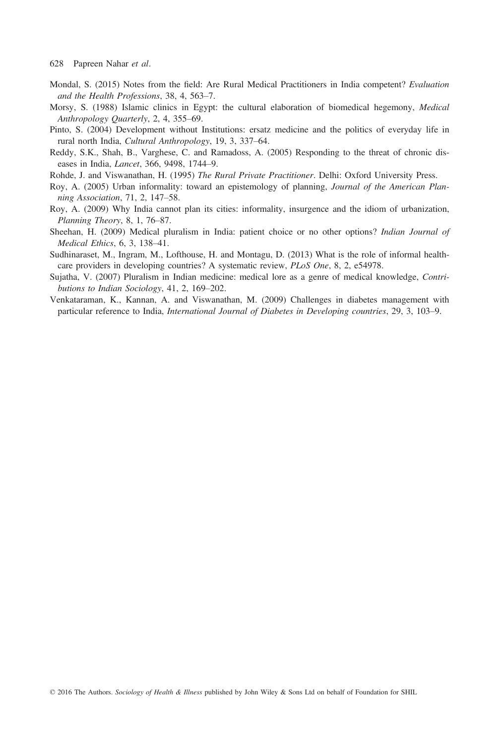Mondal, S. (2015) Notes from the field: Are Rural Medical Practitioners in India competent? *Evaluation and the Health Professions*, 38, 4, 563–7.

Morsy, S. (1988) Islamic clinics in Egypt: the cultural elaboration of biomedical hegemony, *Medical Anthropology Quarterly*, 2, 4, 355–69.

Pinto, S. (2004) Development without Institutions: ersatz medicine and the politics of everyday life in rural north India, *Cultural Anthropology*, 19, 3, 337–64.

Reddy, S.K., Shah, B., Varghese, C. and Ramadoss, A. (2005) Responding to the threat of chronic diseases in India, *Lancet*, 366, 9498, 1744–9.

Rohde, J. and Viswanathan, H. (1995) *The Rural Private Practitioner*. Delhi: Oxford University Press.

Roy, A. (2005) Urban informality: toward an epistemology of planning, *Journal of the American Planning Association*, 71, 2, 147–58.

Roy, A. (2009) Why India cannot plan its cities: informality, insurgence and the idiom of urbanization, *Planning Theory*, 8, 1, 76–87.

Sheehan, H. (2009) Medical pluralism in India: patient choice or no other options? *Indian Journal of Medical Ethics*, 6, 3, 138–41.

Sudhinaraset, M., Ingram, M., Lofthouse, H. and Montagu, D. (2013) What is the role of informal healthcare providers in developing countries? A systematic review, *PLoS One*, 8, 2, e54978.

Sujatha, V. (2007) Pluralism in Indian medicine: medical lore as a genre of medical knowledge, *Contributions to Indian Sociology*, 41, 2, 169–202.

Venkataraman, K., Kannan, A. and Viswanathan, M. (2009) Challenges in diabetes management with particular reference to India, *International Journal of Diabetes in Developing countries*, 29, 3, 103–9.